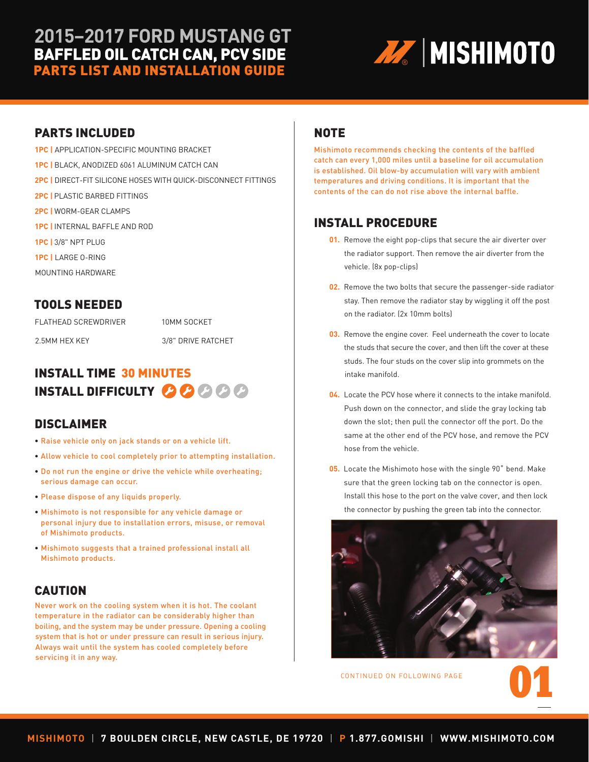# 2015–2017 FORD MUSTANG GT
## BAFFLED OIL CATCH CAN, PCV SIDE
## PARTS LIST AND INSTALLATION GUIDE

MISHIMOTO

## PARTS INCLUDED

**1PC |** APPLICATION-SPECIFIC MOUNTING BRACKET

**1PC |** BLACK, ANODIZED 6061 ALUMINUM CATCH CAN

**2PC |** DIRECT-FIT SILICONE HOSES WITH QUICK-DISCONNECT FITTINGS

**2PC |** PLASTIC BARBED FITTINGS

**2PC |** WORM-GEAR CLAMPS

**1PC |** INTERNAL BAFFLE AND ROD

**1PC |** 3/8" NPT PLUG

**1PC |** LARGE O-RING

MOUNTING HARDWARE

## TOOLS NEEDED

| | |
|---|---|
| FLATHEAD SCREWDRIVER | 10MM SOCKET |
| 2.5MM HEX KEY | 3/8" DRIVE RATCHET |

## INSTALL TIME 30 MINUTES
## INSTALL DIFFICULTY (2 of 5)

## DISCLAIMER

- Raise vehicle only on jack stands or on a vehicle lift.
- Allow vehicle to cool completely prior to attempting installation.
- Do not run the engine or drive the vehicle while overheating; serious damage can occur.
- Please dispose of any liquids properly.
- Mishimoto is not responsible for any vehicle damage or personal injury due to installation errors, misuse, or removal of Mishimoto products.
- Mishimoto suggests that a trained professional install all Mishimoto products.

## CAUTION

Never work on the cooling system when it is hot. The coolant temperature in the radiator can be considerably higher than boiling, and the system may be under pressure. Opening a cooling system that is hot or under pressure can result in serious injury. Always wait until the system has cooled completely before servicing it in any way.

## NOTE

Mishimoto recommends checking the contents of the baffled catch can every 1,000 miles until a baseline for oil accumulation is established. Oil blow-by accumulation will vary with ambient temperatures and driving conditions. It is important that the contents of the can do not rise above the internal baffle.

## INSTALL PROCEDURE

**01.** Remove the eight pop-clips that secure the air diverter over the radiator support. Then remove the air diverter from the vehicle. (8x pop-clips)

**02.** Remove the two bolts that secure the passenger-side radiator stay. Then remove the radiator stay by wiggling it off the post on the radiator. (2x 10mm bolts)

**03.** Remove the engine cover. Feel underneath the cover to locate the studs that secure the cover, and then lift the cover at these studs. The four studs on the cover slip into grommets on the intake manifold.

**04.** Locate the PCV hose where it connects to the intake manifold. Push down on the connector, and slide the gray locking tab down the slot; then pull the connector off the port. Do the same at the other end of the PCV hose, and remove the PCV hose from the vehicle.

**05.** Locate the Mishimoto hose with the single 90˚ bend. Make sure that the green locking tab on the connector is open. Install this hose to the port on the valve cover, and then lock the connector by pushing the green tab into the connector.

CONTINUED ON FOLLOWING PAGE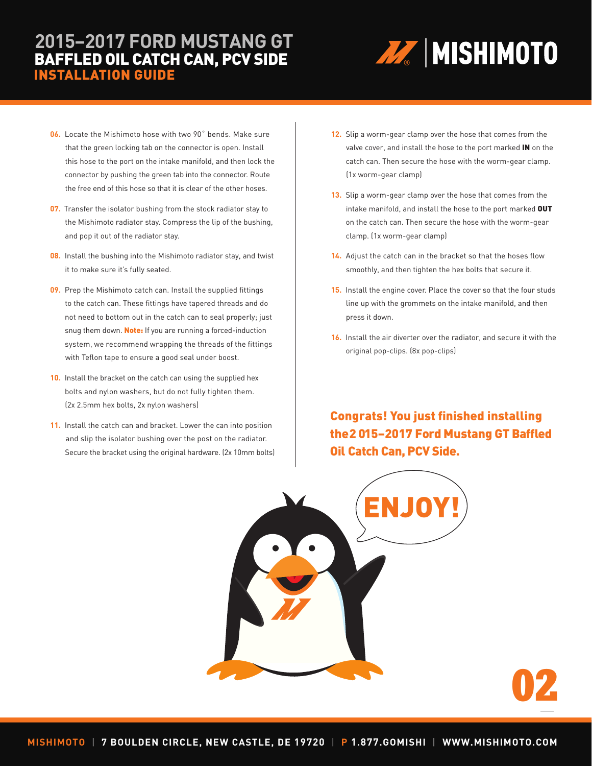# 2015–2017 FORD MUSTANG GT
## BAFFLED OIL CATCH CAN, PCV SIDE
### INSTALLATION GUIDE

**06.** Locate the Mishimoto hose with two 90˚ bends. Make sure that the green locking tab on the connector is open. Install this hose to the port on the intake manifold, and then lock the connector by pushing the green tab into the connector. Route the free end of this hose so that it is clear of the other hoses.

**07.** Transfer the isolator bushing from the stock radiator stay to the Mishimoto radiator stay. Compress the lip of the bushing, and pop it out of the radiator stay.

**08.** Install the bushing into the Mishimoto radiator stay, and twist it to make sure it's fully seated.

**09.** Prep the Mishimoto catch can. Install the supplied fittings to the catch can. These fittings have tapered threads and do not need to bottom out in the catch can to seal properly; just snug them down. **Note:** If you are running a forced-induction system, we recommend wrapping the threads of the fittings with Teflon tape to ensure a good seal under boost.

**10.** Install the bracket on the catch can using the supplied hex bolts and nylon washers, but do not fully tighten them. (2x 2.5mm hex bolts, 2x nylon washers)

**11.** Install the catch can and bracket. Lower the can into position and slip the isolator bushing over the post on the radiator. Secure the bracket using the original hardware. (2x 10mm bolts)

**12.** Slip a worm-gear clamp over the hose that comes from the valve cover, and install the hose to the port marked **IN** on the catch can. Then secure the hose with the worm-gear clamp. (1x worm-gear clamp)

**13.** Slip a worm-gear clamp over the hose that comes from the intake manifold, and install the hose to the port marked **OUT** on the catch can. Then secure the hose with the worm-gear clamp. (1x worm-gear clamp)

**14.** Adjust the catch can in the bracket so that the hoses flow smoothly, and then tighten the hex bolts that secure it.

**15.** Install the engine cover. Place the cover so that the four studs line up with the grommets on the intake manifold, and then press it down.

**16.** Install the air diverter over the radiator, and secure it with the original pop-clips. (8x pop-clips)

**Congrats! You just finished installing the 2015–2017 Ford Mustang GT Baffled Oil Catch Can, PCV Side.**

ENJOY!

MISHIMOTO | 7 BOULDEN CIRCLE, NEW CASTLE, DE 19720 | P 1.877.GOMISHI | WWW.MISHIMOTO.COM